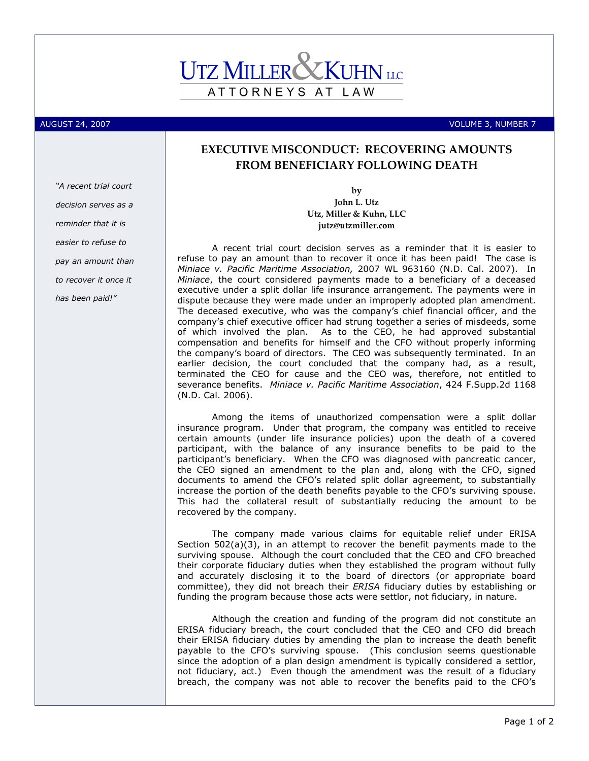# UTZ MILLER & KUHN LLC

ATTORNEYS AT LAW

AUGUST 24, 2007 VOLUME 3, NUMBER 7

## EXECUTIVE MISCONDUCT: RECOVERING AMOUNTS FROM BENEFICIARY FOLLOWING DEATH

*"A recent trial court decision serves as a reminder that it is easier to refuse to pay an amount than to recover it once it has been paid!"*

**by**
**John L. Utz**
**Utz, Miller & Kuhn, LLC**
**jutz@utzmiller.com**

A recent trial court decision serves as a reminder that it is easier to refuse to pay an amount than to recover it once it has been paid! The case is *Miniace v. Pacific Maritime Association,* 2007 WL 963160 (N.D. Cal. 2007). In *Miniace*, the court considered payments made to a beneficiary of a deceased executive under a split dollar life insurance arrangement. The payments were in dispute because they were made under an improperly adopted plan amendment. The deceased executive, who was the company's chief financial officer, and the company's chief executive officer had strung together a series of misdeeds, some of which involved the plan. As to the CEO, he had approved substantial compensation and benefits for himself and the CFO without properly informing the company's board of directors. The CEO was subsequently terminated. In an earlier decision, the court concluded that the company had, as a result, terminated the CEO for cause and the CEO was, therefore, not entitled to severance benefits. *Miniace v. Pacific Maritime Association*, 424 F.Supp.2d 1168 (N.D. Cal. 2006).

Among the items of unauthorized compensation were a split dollar insurance program. Under that program, the company was entitled to receive certain amounts (under life insurance policies) upon the death of a covered participant, with the balance of any insurance benefits to be paid to the participant's beneficiary. When the CFO was diagnosed with pancreatic cancer, the CEO signed an amendment to the plan and, along with the CFO, signed documents to amend the CFO's related split dollar agreement, to substantially increase the portion of the death benefits payable to the CFO's surviving spouse. This had the collateral result of substantially reducing the amount to be recovered by the company.

The company made various claims for equitable relief under ERISA Section 502(a)(3), in an attempt to recover the benefit payments made to the surviving spouse. Although the court concluded that the CEO and CFO breached their corporate fiduciary duties when they established the program without fully and accurately disclosing it to the board of directors (or appropriate board committee), they did not breach their *ERISA* fiduciary duties by establishing or funding the program because those acts were settlor, not fiduciary, in nature.

Although the creation and funding of the program did not constitute an ERISA fiduciary breach, the court concluded that the CEO and CFO did breach their ERISA fiduciary duties by amending the plan to increase the death benefit payable to the CFO's surviving spouse. (This conclusion seems questionable since the adoption of a plan design amendment is typically considered a settlor, not fiduciary, act.) Even though the amendment was the result of a fiduciary breach, the company was not able to recover the benefits paid to the CFO's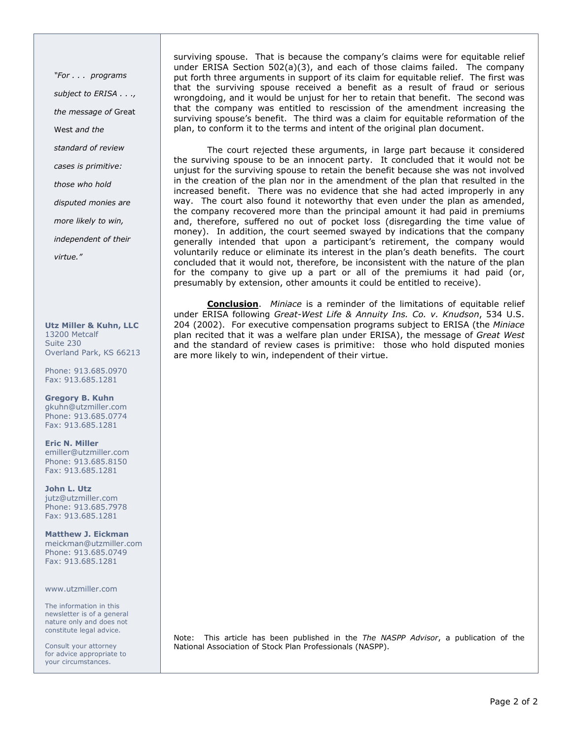surviving spouse. That is because the company's claims were for equitable relief under ERISA Section 502(a)(3), and each of those claims failed. The company put forth three arguments in support of its claim for equitable relief. The first was that the surviving spouse received a benefit as a result of fraud or serious wrongdoing, and it would be unjust for her to retain that benefit. The second was that the company was entitled to rescission of the amendment increasing the surviving spouse's benefit. The third was a claim for equitable reformation of the plan, to conform it to the terms and intent of the original plan document.

The court rejected these arguments, in large part because it considered the surviving spouse to be an innocent party. It concluded that it would not be unjust for the surviving spouse to retain the benefit because she was not involved in the creation of the plan nor in the amendment of the plan that resulted in the increased benefit. There was no evidence that she had acted improperly in any way. The court also found it noteworthy that even under the plan as amended, the company recovered more than the principal amount it had paid in premiums and, therefore, suffered no out of pocket loss (disregarding the time value of money). In addition, the court seemed swayed by indications that the company generally intended that upon a participant's retirement, the company would voluntarily reduce or eliminate its interest in the plan's death benefits. The court concluded that it would not, therefore, be inconsistent with the nature of the plan for the company to give up a part or all of the premiums it had paid (or, presumably by extension, other amounts it could be entitled to receive).

**Conclusion**. *Miniace* is a reminder of the limitations of equitable relief under ERISA following *Great-West Life & Annuity Ins. Co. v. Knudson*, 534 U.S. 204 (2002). For executive compensation programs subject to ERISA (the *Miniace* plan recited that it was a welfare plan under ERISA), the message of *Great West* and the standard of review cases is primitive: those who hold disputed monies are more likely to win, independent of their virtue.

*"For . . . programs subject to ERISA . . ., the message of* Great West *and the standard of review cases is primitive: those who hold disputed monies are more likely to win, independent of their virtue."*

Note: This article has been published in the *The NASPP Advisor*, a publication of the National Association of Stock Plan Professionals (NASPP).

**Utz Miller & Kuhn, LLC**
13200 Metcalf
Suite 230
Overland Park, KS 66213

Phone: 913.685.0970
Fax: 913.685.1281

**Gregory B. Kuhn**
gkuhn@utzmiller.com
Phone: 913.685.0774
Fax: 913.685.1281

**Eric N. Miller**
emiller@utzmiller.com
Phone: 913.685.8150
Fax: 913.685.1281

**John L. Utz**
jutz@utzmiller.com
Phone: 913.685.7978
Fax: 913.685.1281

**Matthew J. Eickman**
meickman@utzmiller.com
Phone: 913.685.0749
Fax: 913.685.1281

www.utzmiller.com

The information in this newsletter is of a general nature only and does not constitute legal advice.

Consult your attorney for advice appropriate to your circumstances.